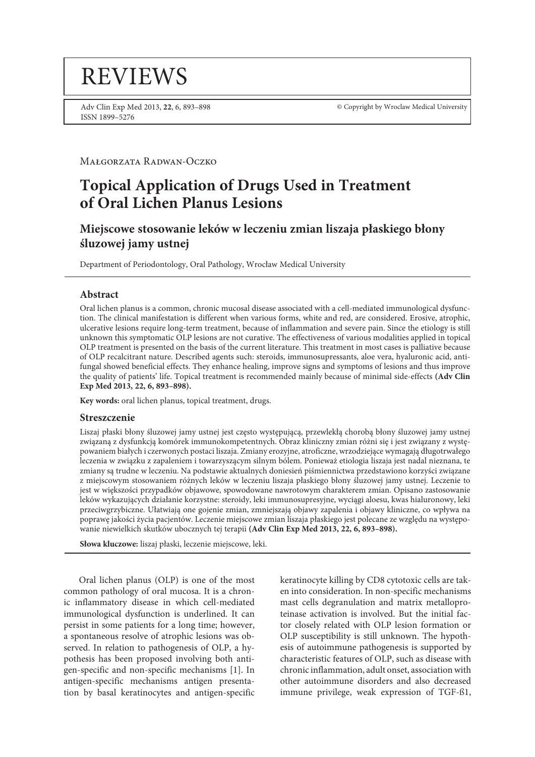# REVIEWS

Małgorzata Radwan-Oczko

# Topical Application of Drugs Used in Treatment of Oral Lichen Planus Lesions

## Miejscowe stosowanie leków w leczeniu zmian liszaja płaskiego błony śluzowej jamy ustnej

Department of Periodontology, Oral Pathology, Wrocław Medical University

### Abstract

Oral lichen planus is a common, chronic mucosal disease associated with a cell-mediated immunological dysfunction. The clinical manifestation is different when various forms, white and red, are considered. Erosive, atrophic, ulcerative lesions require long-term treatment, because of inflammation and severe pain. Since the etiology is still unknown this symptomatic OLP lesions are not curative. The effectiveness of various modalities applied in topical OLP treatment is presented on the basis of the current literature. This treatment in most cases is palliative because of OLP recalcitrant nature. Described agents such: steroids, immunosupressants, aloe vera, hyaluronic acid, antifungal showed beneficial effects. They enhance healing, improve signs and symptoms of lesions and thus improve the quality of patients' life. Topical treatment is recommended mainly because of minimal side-effects **(Adv Clin Exp Med 2013, 22, 6, 893–898).**

**Key words:** oral lichen planus, topical treatment, drugs.

### Streszczenie

Liszaj płaski błony śluzowej jamy ustnej jest często występującą, przewlekłą chorobą błony śluzowej jamy ustnej związaną z dysfunkcją komórek immunokompetentnych. Obraz kliniczny zmian różni się i jest związany z występowaniem białych i czerwonych postaci liszaja. Zmiany erozyjne, atroficzne, wrzodziejące wymagają długotrwałego leczenia w związku z zapaleniem i towarzyszącym silnym bólem. Ponieważ etiologia liszaja jest nadal nieznana, te zmiany są trudne w leczeniu. Na podstawie aktualnych doniesień piśmiennictwa przedstawiono korzyści związane z miejscowym stosowaniem różnych leków w leczeniu liszaja płaskiego błony śluzowej jamy ustnej. Leczenie to jest w większości przypadków objawowe, spowodowane nawrotowym charakterem zmian. Opisano zastosowanie leków wykazujących działanie korzystne: steroidy, leki immunosupresyjne, wyciągi aloesu, kwas hialuronowy, leki przeciwgrzybiczne. Ułatwiają one gojenie zmian, zmniejszają objawy zapalenia i objawy kliniczne, co wpływa na poprawę jakości życia pacjentów. Leczenie miejscowe zmian liszaja płaskiego jest polecane ze względu na występowanie niewielkich skutków ubocznych tej terapii **(Adv Clin Exp Med 2013, 22, 6, 893–898).**

**Słowa kluczowe:** liszaj płaski, leczenie miejscowe, leki.

Oral lichen planus (OLP) is one of the most common pathology of oral mucosa. It is a chronic inflammatory disease in which cell-mediated immunological dysfunction is underlined. It can persist in some patients for a long time; however, a spontaneous resolve of atrophic lesions was observed. In relation to pathogenesis of OLP, a hypothesis has been proposed involving both antigen-specific and non-specific mechanisms [1]. In antigen-specific mechanisms antigen presentation by basal keratinocytes and antigen-specific keratinocyte killing by CD8 cytotoxic cells are taken into consideration. In non-specific mechanisms mast cells degranulation and matrix metalloproteinase activation is involved. But the initial factor closely related with OLP lesion formation or OLP susceptibility is still unknown. The hypothesis of autoimmune pathogenesis is supported by characteristic features of OLP, such as disease with chronic inflammation, adult onset, association with other autoimmune disorders and also decreased immune privilege, weak expression of TGF-ß1,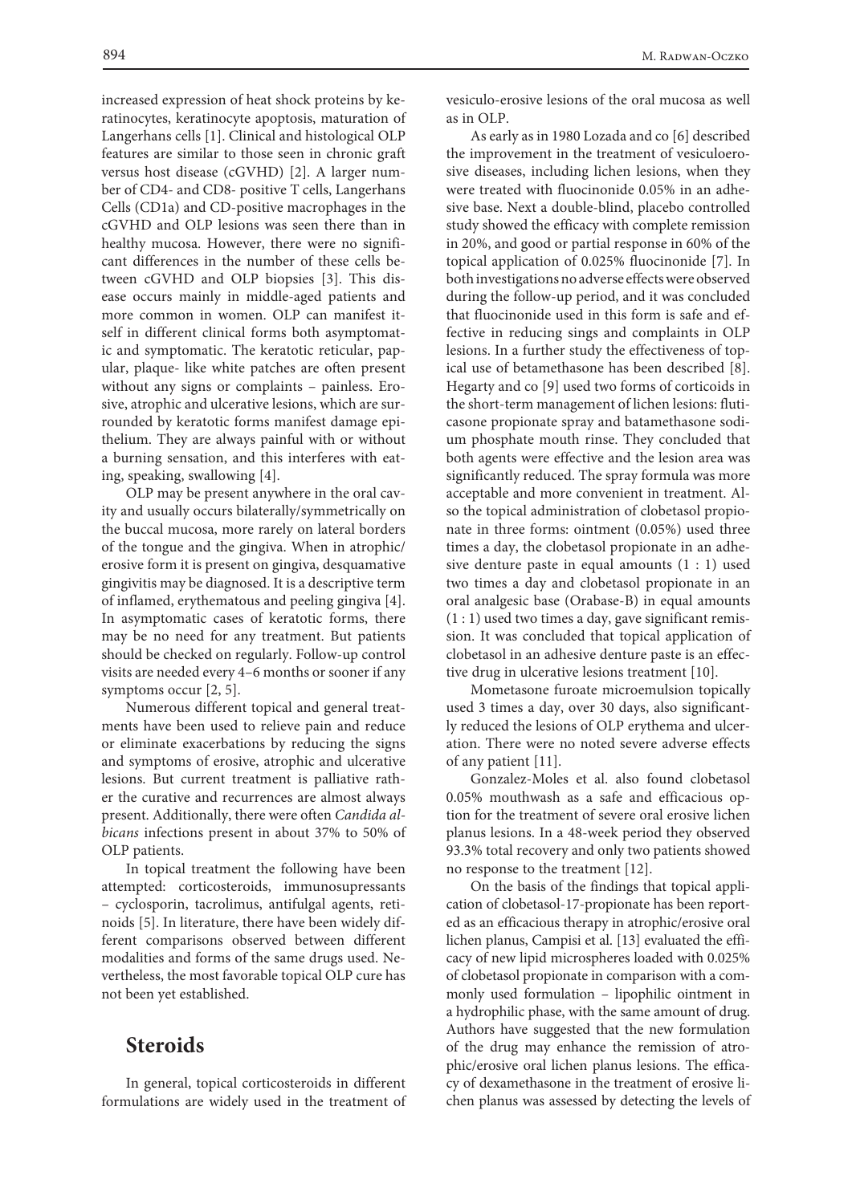increased expression of heat shock proteins by keratinocytes, keratinocyte apoptosis, maturation of Langerhans cells [1]. Clinical and histological OLP features are similar to those seen in chronic graft versus host disease (cGVHD) [2]. A larger number of CD4- and CD8- positive T cells, Langerhans Cells (CD1a) and CD-positive macrophages in the cGVHD and OLP lesions was seen there than in healthy mucosa. However, there were no significant differences in the number of these cells between cGVHD and OLP biopsies [3]. This disease occurs mainly in middle-aged patients and more common in women. OLP can manifest itself in different clinical forms both asymptomatic and symptomatic. The keratotic reticular, papular, plaque- like white patches are often present without any signs or complaints – painless. Erosive, atrophic and ulcerative lesions, which are surrounded by keratotic forms manifest damage epithelium. They are always painful with or without a burning sensation, and this interferes with eating, speaking, swallowing [4].

OLP may be present anywhere in the oral cavity and usually occurs bilaterally/symmetrically on the buccal mucosa, more rarely on lateral borders of the tongue and the gingiva. When in atrophic/erosive form it is present on gingiva, desquamative gingivitis may be diagnosed. It is a descriptive term of inflamed, erythematous and peeling gingiva [4]. In asymptomatic cases of keratotic forms, there may be no need for any treatment. But patients should be checked on regularly. Follow-up control visits are needed every 4–6 months or sooner if any symptoms occur [2, 5].

Numerous different topical and general treatments have been used to relieve pain and reduce or eliminate exacerbations by reducing the signs and symptoms of erosive, atrophic and ulcerative lesions. But current treatment is palliative rather the curative and recurrences are almost always present. Additionally, there were often *Candida albicans* infections present in about 37% to 50% of OLP patients.

In topical treatment the following have been attempted: corticosteroids, immunosupressants – cyclosporin, tacrolimus, antifulgal agents, retinoids [5]. In literature, there have been widely different comparisons observed between different modalities and forms of the same drugs used. Nevertheless, the most favorable topical OLP cure has not been yet established.

## Steroids

In general, topical corticosteroids in different formulations are widely used in the treatment of vesiculo-erosive lesions of the oral mucosa as well as in OLP.

As early as in 1980 Lozada and co [6] described the improvement in the treatment of vesiculoerosive diseases, including lichen lesions, when they were treated with fluocinonide 0.05% in an adhesive base. Next a double-blind, placebo controlled study showed the efficacy with complete remission in 20%, and good or partial response in 60% of the topical application of 0.025% fluocinonide [7]. In both investigations no adverse effects were observed during the follow-up period, and it was concluded that fluocinonide used in this form is safe and effective in reducing sings and complaints in OLP lesions. In a further study the effectiveness of topical use of betamethasone has been described [8]. Hegarty and co [9] used two forms of corticoids in the short-term management of lichen lesions: fluticasone propionate spray and batamethasone sodium phosphate mouth rinse. They concluded that both agents were effective and the lesion area was significantly reduced. The spray formula was more acceptable and more convenient in treatment. Also the topical administration of clobetasol propionate in three forms: ointment (0.05%) used three times a day, the clobetasol propionate in an adhesive denture paste in equal amounts (1 : 1) used two times a day and clobetasol propionate in an oral analgesic base (Orabase-B) in equal amounts (1 : 1) used two times a day, gave significant remission. It was concluded that topical application of clobetasol in an adhesive denture paste is an effective drug in ulcerative lesions treatment [10].

Mometasone furoate microemulsion topically used 3 times a day, over 30 days, also significantly reduced the lesions of OLP erythema and ulceration. There were no noted severe adverse effects of any patient [11].

Gonzalez-Moles et al. also found clobetasol 0.05% mouthwash as a safe and efficacious option for the treatment of severe oral erosive lichen planus lesions. In a 48-week period they observed 93.3% total recovery and only two patients showed no response to the treatment [12].

On the basis of the findings that topical application of clobetasol-17-propionate has been reported as an efficacious therapy in atrophic/erosive oral lichen planus, Campisi et al. [13] evaluated the efficacy of new lipid microspheres loaded with 0.025% of clobetasol propionate in comparison with a commonly used formulation – lipophilic ointment in a hydrophilic phase, with the same amount of drug. Authors have suggested that the new formulation of the drug may enhance the remission of atrophic/erosive oral lichen planus lesions. The efficacy of dexamethasone in the treatment of erosive lichen planus was assessed by detecting the levels of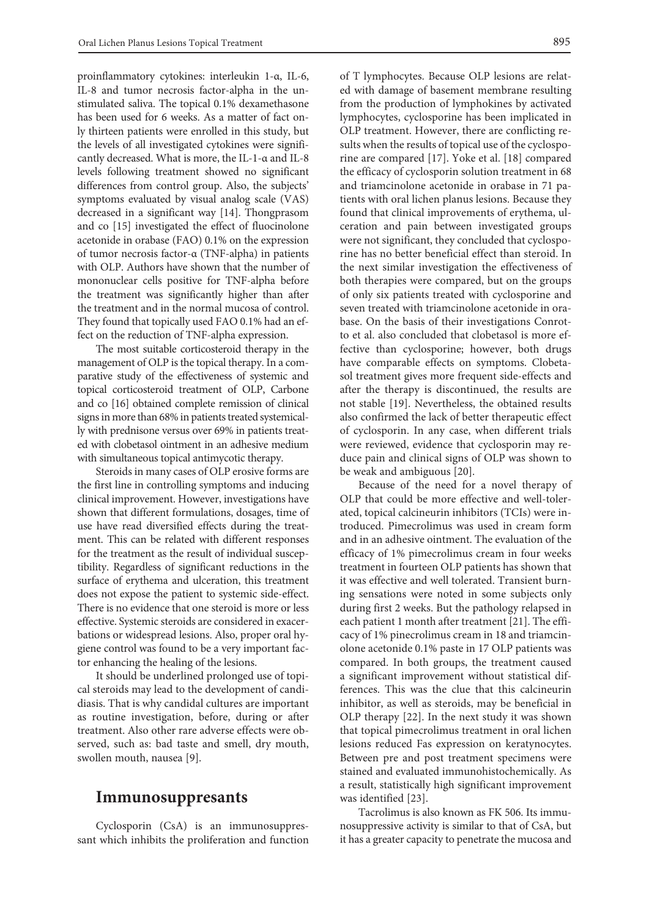proinflammatory cytokines: interleukin 1-α, IL-6, IL-8 and tumor necrosis factor-alpha in the unstimulated saliva. The topical 0.1% dexamethasone has been used for 6 weeks. As a matter of fact only thirteen patients were enrolled in this study, but the levels of all investigated cytokines were significantly decreased. What is more, the IL-1-α and IL-8 levels following treatment showed no significant differences from control group. Also, the subjects' symptoms evaluated by visual analog scale (VAS) decreased in a significant way [14]. Thongprasom and co [15] investigated the effect of fluocinolone acetonide in orabase (FAO) 0.1% on the expression of tumor necrosis factor-α (TNF-alpha) in patients with OLP. Authors have shown that the number of mononuclear cells positive for TNF-alpha before the treatment was significantly higher than after the treatment and in the normal mucosa of control. They found that topically used FAO 0.1% had an effect on the reduction of TNF-alpha expression.

The most suitable corticosteroid therapy in the management of OLP is the topical therapy. In a comparative study of the effectiveness of systemic and topical corticosteroid treatment of OLP, Carbone and co [16] obtained complete remission of clinical signs in more than 68% in patients treated systemically with prednisone versus over 69% in patients treated with clobetasol ointment in an adhesive medium with simultaneous topical antimycotic therapy.

Steroids in many cases of OLP erosive forms are the first line in controlling symptoms and inducing clinical improvement. However, investigations have shown that different formulations, dosages, time of use have read diversified effects during the treatment. This can be related with different responses for the treatment as the result of individual susceptibility. Regardless of significant reductions in the surface of erythema and ulceration, this treatment does not expose the patient to systemic side-effect. There is no evidence that one steroid is more or less effective. Systemic steroids are considered in exacerbations or widespread lesions. Also, proper oral hygiene control was found to be a very important factor enhancing the healing of the lesions.

It should be underlined prolonged use of topical steroids may lead to the development of candidiasis. That is why candidal cultures are important as routine investigation, before, during or after treatment. Also other rare adverse effects were observed, such as: bad taste and smell, dry mouth, swollen mouth, nausea [9].

## Immunosuppresants

Cyclosporin (CsA) is an immunosuppressant which inhibits the proliferation and function of T lymphocytes. Because OLP lesions are related with damage of basement membrane resulting from the production of lymphokines by activated lymphocytes, cyclosporine has been implicated in OLP treatment. However, there are conflicting results when the results of topical use of the cyclosporine are compared [17]. Yoke et al. [18] compared the efficacy of cyclosporin solution treatment in 68 and triamcinolone acetonide in orabase in 71 patients with oral lichen planus lesions. Because they found that clinical improvements of erythema, ulceration and pain between investigated groups were not significant, they concluded that cyclosporine has no better beneficial effect than steroid. In the next similar investigation the effectiveness of both therapies were compared, but on the groups of only six patients treated with cyclosporine and seven treated with triamcinolone acetonide in orabase. On the basis of their investigations Conrotto et al. also concluded that clobetasol is more effective than cyclosporine; however, both drugs have comparable effects on symptoms. Clobetasol treatment gives more frequent side-effects and after the therapy is discontinued, the results are not stable [19]. Nevertheless, the obtained results also confirmed the lack of better therapeutic effect of cyclosporin. In any case, when different trials were reviewed, evidence that cyclosporin may reduce pain and clinical signs of OLP was shown to be weak and ambiguous [20].

Because of the need for a novel therapy of OLP that could be more effective and well-tolerated, topical calcineurin inhibitors (TCIs) were introduced. Pimecrolimus was used in cream form and in an adhesive ointment. The evaluation of the efficacy of 1% pimecrolimus cream in four weeks treatment in fourteen OLP patients has shown that it was effective and well tolerated. Transient burning sensations were noted in some subjects only during first 2 weeks. But the pathology relapsed in each patient 1 month after treatment [21]. The efficacy of 1% pinecrolimus cream in 18 and triamcinolone acetonide 0.1% paste in 17 OLP patients was compared. In both groups, the treatment caused a significant improvement without statistical differences. This was the clue that this calcineurin inhibitor, as well as steroids, may be beneficial in OLP therapy [22]. In the next study it was shown that topical pimecrolimus treatment in oral lichen lesions reduced Fas expression on keratynocytes. Between pre and post treatment specimens were stained and evaluated immunohistochemically. As a result, statistically high significant improvement was identified [23].

Tacrolimus is also known as FK 506. Its immunosuppressive activity is similar to that of CsA, but it has a greater capacity to penetrate the mucosa and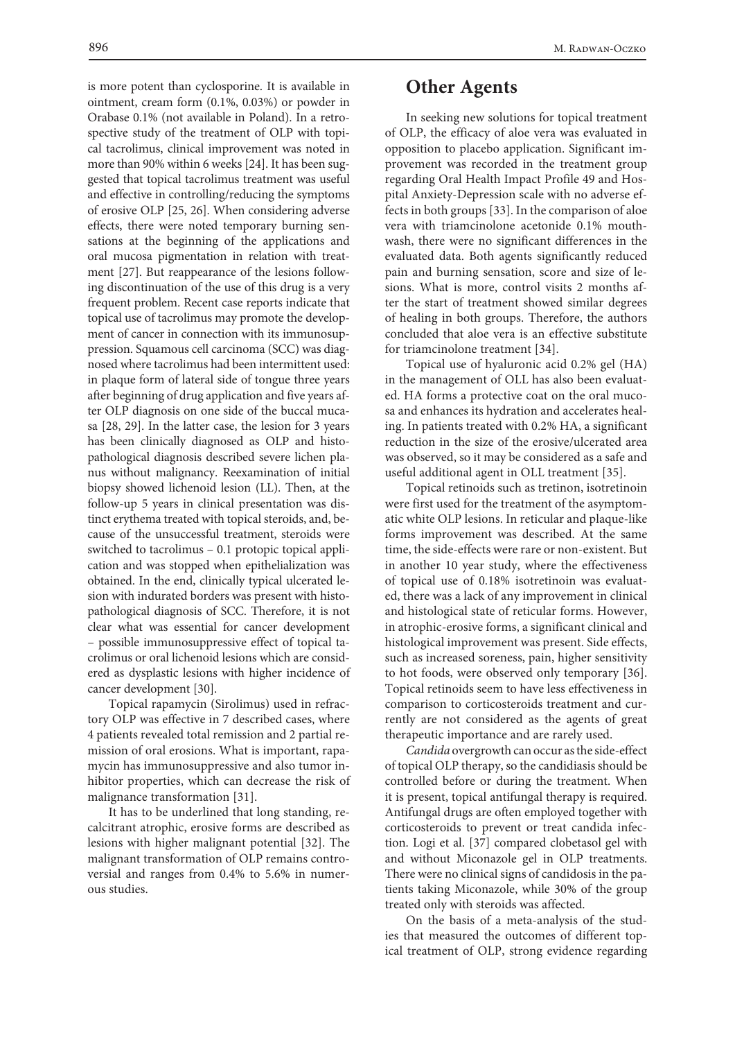is more potent than cyclosporine. It is available in ointment, cream form (0.1%, 0.03%) or powder in Orabase 0.1% (not available in Poland). In a retrospective study of the treatment of OLP with topical tacrolimus, clinical improvement was noted in more than 90% within 6 weeks [24]. It has been suggested that topical tacrolimus treatment was useful and effective in controlling/reducing the symptoms of erosive OLP [25, 26]. When considering adverse effects, there were noted temporary burning sensations at the beginning of the applications and oral mucosa pigmentation in relation with treatment [27]. But reappearance of the lesions following discontinuation of the use of this drug is a very frequent problem. Recent case reports indicate that topical use of tacrolimus may promote the development of cancer in connection with its immunosuppression. Squamous cell carcinoma (SCC) was diagnosed where tacrolimus had been intermittent used: in plaque form of lateral side of tongue three years after beginning of drug application and five years after OLP diagnosis on one side of the buccal mucasa [28, 29]. In the latter case, the lesion for 3 years has been clinically diagnosed as OLP and histopathological diagnosis described severe lichen planus without malignancy. Reexamination of initial biopsy showed lichenoid lesion (LL). Then, at the follow-up 5 years in clinical presentation was distinct erythema treated with topical steroids, and, because of the unsuccessful treatment, steroids were switched to tacrolimus – 0.1 protopic topical application and was stopped when epithelialization was obtained. In the end, clinically typical ulcerated lesion with indurated borders was present with histopathological diagnosis of SCC. Therefore, it is not clear what was essential for cancer development – possible immunosuppressive effect of topical tacrolimus or oral lichenoid lesions which are considered as dysplastic lesions with higher incidence of cancer development [30].

Topical rapamycin (Sirolimus) used in refractory OLP was effective in 7 described cases, where 4 patients revealed total remission and 2 partial remission of oral erosions. What is important, rapamycin has immunosuppressive and also tumor inhibitor properties, which can decrease the risk of malignance transformation [31].

It has to be underlined that long standing, recalcitrant atrophic, erosive forms are described as lesions with higher malignant potential [32]. The malignant transformation of OLP remains controversial and ranges from 0.4% to 5.6% in numerous studies.

## Other Agents

In seeking new solutions for topical treatment of OLP, the efficacy of aloe vera was evaluated in opposition to placebo application. Significant improvement was recorded in the treatment group regarding Oral Health Impact Profile 49 and Hospital Anxiety-Depression scale with no adverse effects in both groups [33]. In the comparison of aloe vera with triamcinolone acetonide 0.1% mouthwash, there were no significant differences in the evaluated data. Both agents significantly reduced pain and burning sensation, score and size of lesions. What is more, control visits 2 months after the start of treatment showed similar degrees of healing in both groups. Therefore, the authors concluded that aloe vera is an effective substitute for triamcinolone treatment [34].

Topical use of hyaluronic acid 0.2% gel (HA) in the management of OLL has also been evaluated. HA forms a protective coat on the oral mucosa and enhances its hydration and accelerates healing. In patients treated with 0.2% HA, a significant reduction in the size of the erosive/ulcerated area was observed, so it may be considered as a safe and useful additional agent in OLL treatment [35].

Topical retinoids such as tretinon, isotretinoin were first used for the treatment of the asymptomatic white OLP lesions. In reticular and plaque-like forms improvement was described. At the same time, the side-effects were rare or non-existent. But in another 10 year study, where the effectiveness of topical use of 0.18% isotretinoin was evaluated, there was a lack of any improvement in clinical and histological state of reticular forms. However, in atrophic-erosive forms, a significant clinical and histological improvement was present. Side effects, such as increased soreness, pain, higher sensitivity to hot foods, were observed only temporary [36]. Topical retinoids seem to have less effectiveness in comparison to corticosteroids treatment and currently are not considered as the agents of great therapeutic importance and are rarely used.

*Candida* overgrowth can occur as the side-effect of topical OLP therapy, so the candidiasis should be controlled before or during the treatment. When it is present, topical antifungal therapy is required. Antifungal drugs are often employed together with corticosteroids to prevent or treat candida infection. Logi et al. [37] compared clobetasol gel with and without Miconazole gel in OLP treatments. There were no clinical signs of candidosis in the patients taking Miconazole, while 30% of the group treated only with steroids was affected.

On the basis of a meta-analysis of the studies that measured the outcomes of different topical treatment of OLP, strong evidence regarding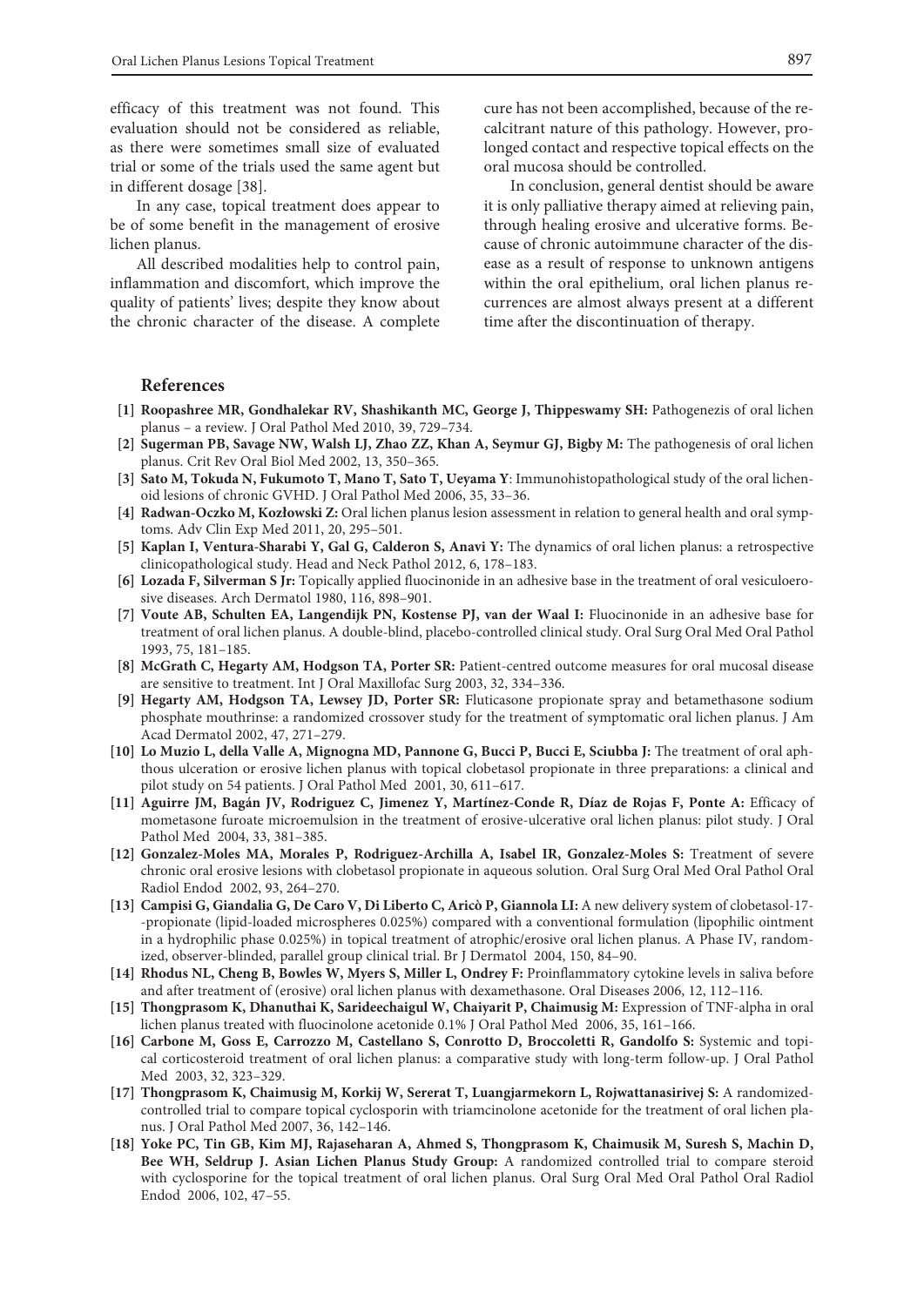efficacy of this treatment was not found. This evaluation should not be considered as reliable, as there were sometimes small size of evaluated trial or some of the trials used the same agent but in different dosage [38].

In any case, topical treatment does appear to be of some benefit in the management of erosive lichen planus.

All described modalities help to control pain, inflammation and discomfort, which improve the quality of patients' lives; despite they know about the chronic character of the disease. A complete cure has not been accomplished, because of the recalcitrant nature of this pathology. However, prolonged contact and respective topical effects on the oral mucosa should be controlled.

In conclusion, general dentist should be aware it is only palliative therapy aimed at relieving pain, through healing erosive and ulcerative forms. Because of chronic autoimmune character of the disease as a result of response to unknown antigens within the oral epithelium, oral lichen planus recurrences are almost always present at a different time after the discontinuation of therapy.

## References

[1] **Roopashree MR, Gondhalekar RV, Shashikanth MC, George J, Thippeswamy SH:** Pathogenezis of oral lichen planus – a review. J Oral Pathol Med 2010, 39, 729–734.

[2] **Sugerman PB, Savage NW, Walsh LJ, Zhao ZZ, Khan A, Seymur GJ, Bigby M:** The pathogenesis of oral lichen planus. Crit Rev Oral Biol Med 2002, 13, 350–365.

[3] **Sato M, Tokuda N, Fukumoto T, Mano T, Sato T, Ueyama Y**: Immunohistopathological study of the oral lichenoid lesions of chronic GVHD. J Oral Pathol Med 2006, 35, 33–36.

[4] **Radwan-Oczko M, Kozłowski Z:** Oral lichen planus lesion assessment in relation to general health and oral symptoms. Adv Clin Exp Med 2011, 20, 295–501.

[5] **Kaplan I, Ventura-Sharabi Y, Gal G, Calderon S, Anavi Y:** The dynamics of oral lichen planus: a retrospective clinicopathological study. Head and Neck Pathol 2012, 6, 178–183.

[6] **Lozada F, Silverman S Jr:** Topically applied fluocinonide in an adhesive base in the treatment of oral vesiculoerosive diseases. Arch Dermatol 1980, 116, 898–901.

[7] **Voute AB, Schulten EA, Langendijk PN, Kostense PJ, van der Waal I:** Fluocinonide in an adhesive base for treatment of oral lichen planus. A double-blind, placebo-controlled clinical study. Oral Surg Oral Med Oral Pathol 1993, 75, 181–185.

[8] **McGrath C, Hegarty AM, Hodgson TA, Porter SR:** Patient-centred outcome measures for oral mucosal disease are sensitive to treatment. Int J Oral Maxillofac Surg 2003, 32, 334–336.

[9] **Hegarty AM, Hodgson TA, Lewsey JD, Porter SR:** Fluticasone propionate spray and betamethasone sodium phosphate mouthrinse: a randomized crossover study for the treatment of symptomatic oral lichen planus. J Am Acad Dermatol 2002, 47, 271–279.

[10] **Lo Muzio L, della Valle A, Mignogna MD, Pannone G, Bucci P, Bucci E, Sciubba J:** The treatment of oral aphthous ulceration or erosive lichen planus with topical clobetasol propionate in three preparations: a clinical and pilot study on 54 patients. J Oral Pathol Med 2001, 30, 611–617.

[11] **Aguirre JM, Bagán JV, Rodriguez C, Jimenez Y, Martínez-Conde R, Díaz de Rojas F, Ponte A:** Efficacy of mometasone furoate microemulsion in the treatment of erosive-ulcerative oral lichen planus: pilot study. J Oral Pathol Med 2004, 33, 381–385.

[12] **Gonzalez-Moles MA, Morales P, Rodriguez-Archilla A, Isabel IR, Gonzalez-Moles S:** Treatment of severe chronic oral erosive lesions with clobetasol propionate in aqueous solution. Oral Surg Oral Med Oral Pathol Oral Radiol Endod 2002, 93, 264–270.

[13] **Campisi G, Giandalia G, De Caro V, Di Liberto C, Aricò P, Giannola LI:** A new delivery system of clobetasol-17--propionate (lipid-loaded microspheres 0.025%) compared with a conventional formulation (lipophilic ointment in a hydrophilic phase 0.025%) in topical treatment of atrophic/erosive oral lichen planus. A Phase IV, randomized, observer-blinded, parallel group clinical trial. Br J Dermatol 2004, 150, 84–90.

[14] **Rhodus NL, Cheng B, Bowles W, Myers S, Miller L, Ondrey F:** Proinflammatory cytokine levels in saliva before and after treatment of (erosive) oral lichen planus with dexamethasone. Oral Diseases 2006, 12, 112–116.

[15] **Thongprasom K, Dhanuthai K, Sarideechaigul W, Chaiyarit P, Chaimusig M:** Expression of TNF-alpha in oral lichen planus treated with fluocinolone acetonide 0.1% J Oral Pathol Med 2006, 35, 161–166.

[16] **Carbone M, Goss E, Carrozzo M, Castellano S, Conrotto D, Broccoletti R, Gandolfo S:** Systemic and topical corticosteroid treatment of oral lichen planus: a comparative study with long-term follow-up. J Oral Pathol Med 2003, 32, 323–329.

[17] **Thongprasom K, Chaimusig M, Korkij W, Sererat T, Luangjarmekorn L, Rojwattanasirivej S:** A randomized-controlled trial to compare topical cyclosporin with triamcinolone acetonide for the treatment of oral lichen planus. J Oral Pathol Med 2007, 36, 142–146.

[18] **Yoke PC, Tin GB, Kim MJ, Rajaseharan A, Ahmed S, Thongprasom K, Chaimusik M, Suresh S, Machin D, Bee WH, Seldrup J. Asian Lichen Planus Study Group:** A randomized controlled trial to compare steroid with cyclosporine for the topical treatment of oral lichen planus. Oral Surg Oral Med Oral Pathol Oral Radiol Endod 2006, 102, 47–55.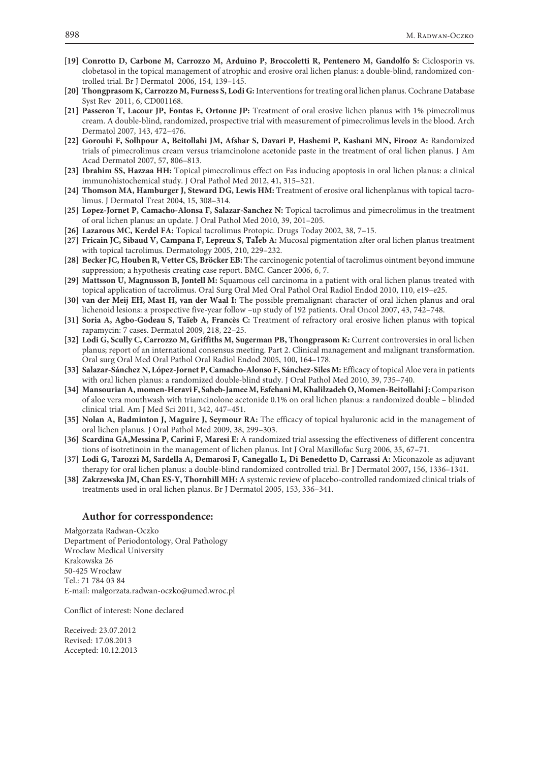**[19] Conrotto D, Carbone M, Carrozzo M, Arduino P, Broccoletti R, Pentenero M, Gandolfo S:** Ciclosporin vs. clobetasol in the topical management of atrophic and erosive oral lichen planus: a double-blind, randomized controlled trial. Br J Dermatol 2006, 154, 139–145.

**[20] Thongprasom K, Carrozzo M, Furness S, Lodi G:** Interventions for treating oral lichen planus. Cochrane Database Syst Rev 2011, 6, CD001168.

**[21] Passeron T, Lacour JP, Fontas E, Ortonne JP:** Treatment of oral erosive lichen planus with 1% pimecrolimus cream. A double-blind, randomized, prospective trial with measurement of pimecrolimus levels in the blood. Arch Dermatol 2007, 143, 472–476.

**[22] Gorouhi F, Solhpour A, Beitollahi JM, Afshar S, Davari P, Hashemi P, Kashani MN, Firooz A:** Randomized trials of pimecrolimus cream versus triamcinolone acetonide paste in the treatment of oral lichen planus. J Am Acad Dermatol 2007, 57, 806–813.

**[23] Ibrahim SS, Hazzaa HH:** Topical pimecrolimus effect on Fas inducing apoptosis in oral lichen planus: a clinical immunohistochemical study. J Oral Pathol Med 2012, 41, 315–321.

**[24] Thomson MA, Hamburger J, Steward DG, Lewis HM:** Treatment of erosive oral lichenplanus with topical tacrolimus. J Dermatol Treat 2004, 15, 308–314.

**[25] Lopez-Jornet P, Camacho-Alonsa F, Salazar-Sanchez N:** Topical tacrolimus and pimecrolimus in the treatment of oral lichen planus: an update. J Oral Pathol Med 2010, 39, 201–205.

**[26] Lazarous MC, Kerdel FA:** Topical tacrolimus Protopic. Drugs Today 2002, 38, 7–15.

**[27] Fricain JC, Sibaud V, Campana F, Lepreux S, TaЇeb A:** Mucosal pigmentation after oral lichen planus treatment with topical tacrolimus. Dermatology 2005, 210, 229–232.

**[28] Becker JC, Houben R, Vetter CS, Bröcker EB:** The carcinogenic potential of tacrolimus ointment beyond immune suppression; a hypothesis creating case report. BMC. Cancer 2006, 6, 7.

**[29] Mattsson U, Magnusson B, Jontell M:** Squamous cell carcinoma in a patient with oral lichen planus treated with topical application of tacrolimus. Oral Surg Oral Med Oral Pathol Oral Radiol Endod 2010, 110, e19–e25.

**[30] van der Meij EH, Mast H, van der Waal I:** The possible premalignant character of oral lichen planus and oral lichenoid lesions: a prospective five-year follow –up study of 192 patients. Oral Oncol 2007, 43, 742–748.

**[31] Soria A, Agbo-Godeau S, Taïeb A, Francès C:** Treatment of refractory oral erosive lichen planus with topical rapamycin: 7 cases. Dermatol 2009, 218, 22–25.

**[32] Lodi G, Scully C, Carrozzo M, Griffiths M, Sugerman PB, Thongprasom K:** Current controversies in oral lichen planus; report of an international consensus meeting. Part 2. Clinical management and malignant transformation. Oral surg Oral Med Oral Pathol Oral Radiol Endod 2005, 100, 164–178.

**[33] Salazar-Sánchez N, López-Jornet P, Camacho-Alonso F, Sánchez-Siles M:** Efficacy of topical Aloe vera in patients with oral lichen planus: a randomized double-blind study. J Oral Pathol Med 2010, 39, 735–740.

**[34] Mansourian A, momen-Heravi F, Saheb-Jamee M, Esfehani M, Khalilzadeh O, Momen-Beitollahi J:** Comparison of aloe vera mouthwash with triamcinolone acetonide 0.1% on oral lichen planus: a randomized double – blinded clinical trial. Am J Med Sci 2011, 342, 447–451.

**[35] Nolan A, Badminton J, Maguire J, Seymour RA:** The efficacy of topical hyaluronic acid in the management of oral lichen planus. J Oral Pathol Med 2009, 38, 299–303.

**[36] Scardina GA,Messina P, Carini F, Maresi E:** A randomized trial assessing the effectiveness of different concentra tions of isotretinoin in the management of lichen planus. Int J Oral Maxillofac Surg 2006, 35, 67–71.

**[37] Lodi G, Tarozzi M, Sardella A, Demarosi F, Canegallo L, Di Benedetto D, Carrassi A:** Miconazole as adjuvant therapy for oral lichen planus: a double-blind randomized controlled trial. Br J Dermatol 2007**,** 156, 1336–1341.

**[38] Zakrzewska JM, Chan ES-Y, Thornhill MH:** A systemic review of placebo-controlled randomized clinical trials of treatments used in oral lichen planus. Br J Dermatol 2005, 153, 336–341.

## Author for corresspondence:

Małgorzata Radwan-Oczko
Department of Periodontology, Oral Pathology
Wroclaw Medical University
Krakowska 26
50-425 Wrocław
Tel.: 71 784 03 84
E-mail: malgorzata.radwan-oczko@umed.wroc.pl

Conflict of interest: None declared

Received: 23.07.2012
Revised: 17.08.2013
Accepted: 10.12.2013